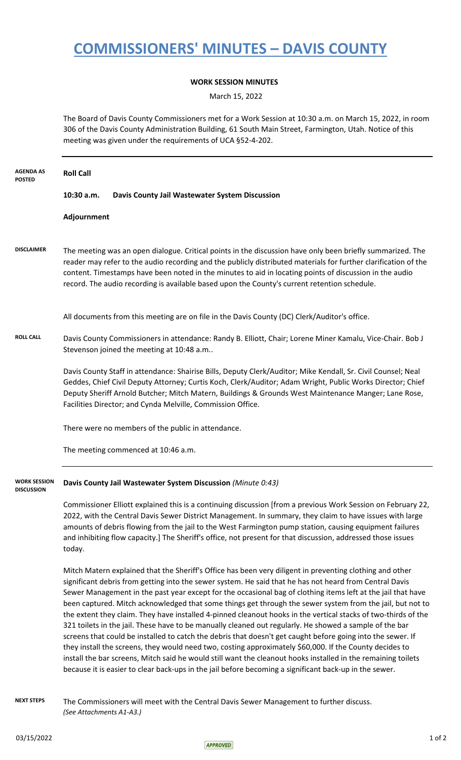# COMMISSIONERS' MINUTES – DAVIS COUNTY

**WORK SESSION MINUTES**

March 15, 2022

The Board of Davis County Commissioners met for a Work Session at 10:30 a.m. on March 15, 2022, in room 306 of the Davis County Administration Building, 61 South Main Street, Farmington, Utah. Notice of this meeting was given under the requirements of UCA §52-4-202.

---

**AGENDA AS POSTED**

**Roll Call**

**10:30 a.m. Davis County Jail Wastewater System Discussion**

**Adjournment**

**DISCLAIMER**

The meeting was an open dialogue. Critical points in the discussion have only been briefly summarized. The reader may refer to the audio recording and the publicly distributed materials for further clarification of the content. Timestamps have been noted in the minutes to aid in locating points of discussion in the audio record. The audio recording is available based upon the County's current retention schedule.

All documents from this meeting are on file in the Davis County (DC) Clerk/Auditor's office.

**ROLL CALL**

Davis County Commissioners in attendance: Randy B. Elliott, Chair; Lorene Miner Kamalu, Vice-Chair. Bob J Stevenson joined the meeting at 10:48 a.m..

Davis County Staff in attendance: Shairise Bills, Deputy Clerk/Auditor; Mike Kendall, Sr. Civil Counsel; Neal Geddes, Chief Civil Deputy Attorney; Curtis Koch, Clerk/Auditor; Adam Wright, Public Works Director; Chief Deputy Sheriff Arnold Butcher; Mitch Matern, Buildings & Grounds West Maintenance Manger; Lane Rose, Facilities Director; and Cynda Melville, Commission Office.

There were no members of the public in attendance.

The meeting commenced at 10:46 a.m.

---

**WORK SESSION DISCUSSION**

**Davis County Jail Wastewater System Discussion** *(Minute 0:43)*

Commissioner Elliott explained this is a continuing discussion [from a previous Work Session on February 22, 2022, with the Central Davis Sewer District Management. In summary, they claim to have issues with large amounts of debris flowing from the jail to the West Farmington pump station, causing equipment failures and inhibiting flow capacity.] The Sheriff's office, not present for that discussion, addressed those issues today.

Mitch Matern explained that the Sheriff's Office has been very diligent in preventing clothing and other significant debris from getting into the sewer system. He said that he has not heard from Central Davis Sewer Management in the past year except for the occasional bag of clothing items left at the jail that have been captured. Mitch acknowledged that some things get through the sewer system from the jail, but not to the extent they claim. They have installed 4-pinned cleanout hooks in the vertical stacks of two-thirds of the 321 toilets in the jail. These have to be manually cleaned out regularly. He showed a sample of the bar screens that could be installed to catch the debris that doesn't get caught before going into the sewer. If they install the screens, they would need two, costing approximately $60,000. If the County decides to install the bar screens, Mitch said he would still want the cleanout hooks installed in the remaining toilets because it is easier to clear back-ups in the jail before becoming a significant back-up in the sewer.

**NEXT STEPS**

The Commissioners will meet with the Central Davis Sewer Management to further discuss. *(See Attachments A1-A3.)*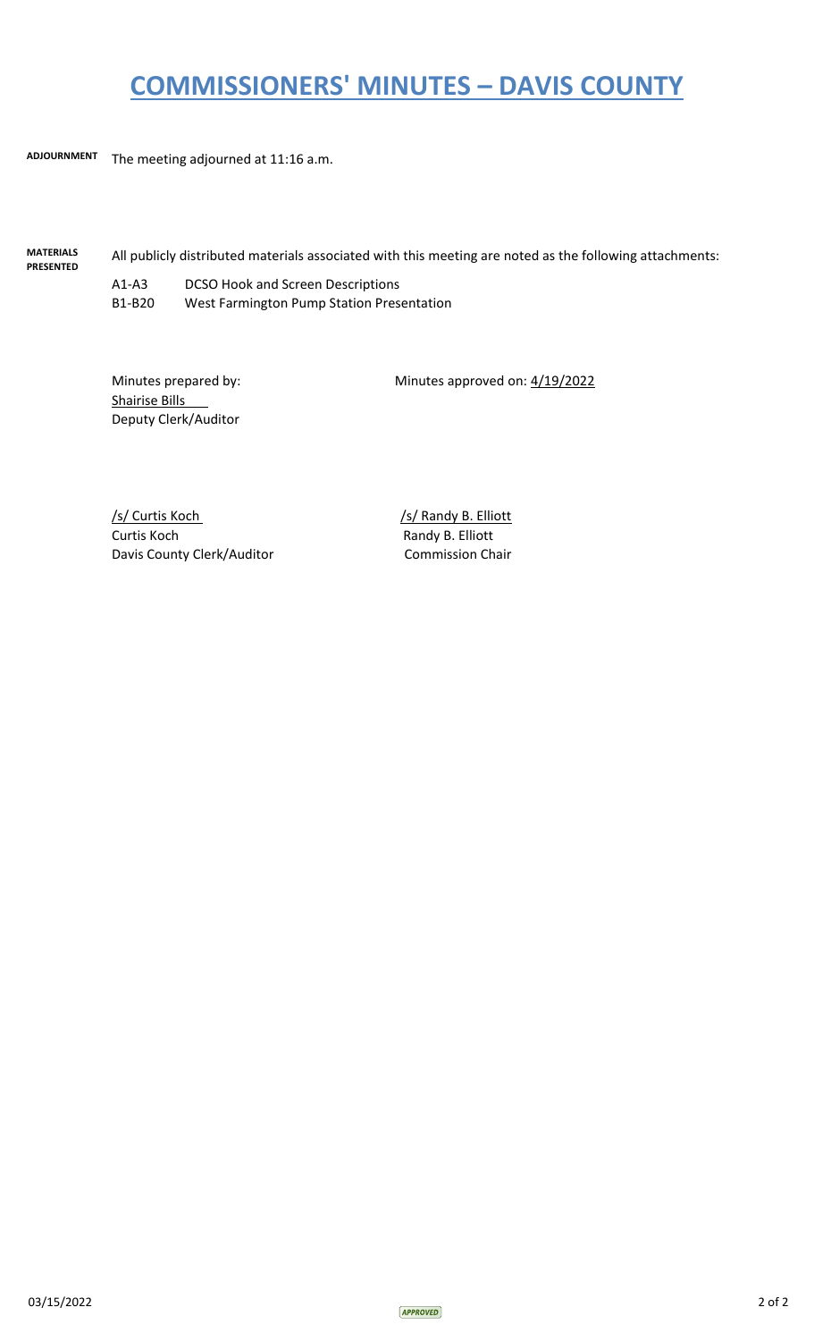# COMMISSIONERS' MINUTES – DAVIS COUNTY

**ADJOURNMENT** The meeting adjourned at 11:16 a.m.

**MATERIALS PRESENTED** All publicly distributed materials associated with this meeting are noted as the following attachments:

| | |
|---|---|
| A1-A3 | DCSO Hook and Screen Descriptions |
| B1-B20 | West Farmington Pump Station Presentation |

Minutes prepared by:
Shairise Bills
Deputy Clerk/Auditor

Minutes approved on: 4/19/2022

/s/ Curtis Koch
Curtis Koch
Davis County Clerk/Auditor

/s/ Randy B. Elliott
Randy B. Elliott
Commission Chair

03/15/2022

*APPROVED*